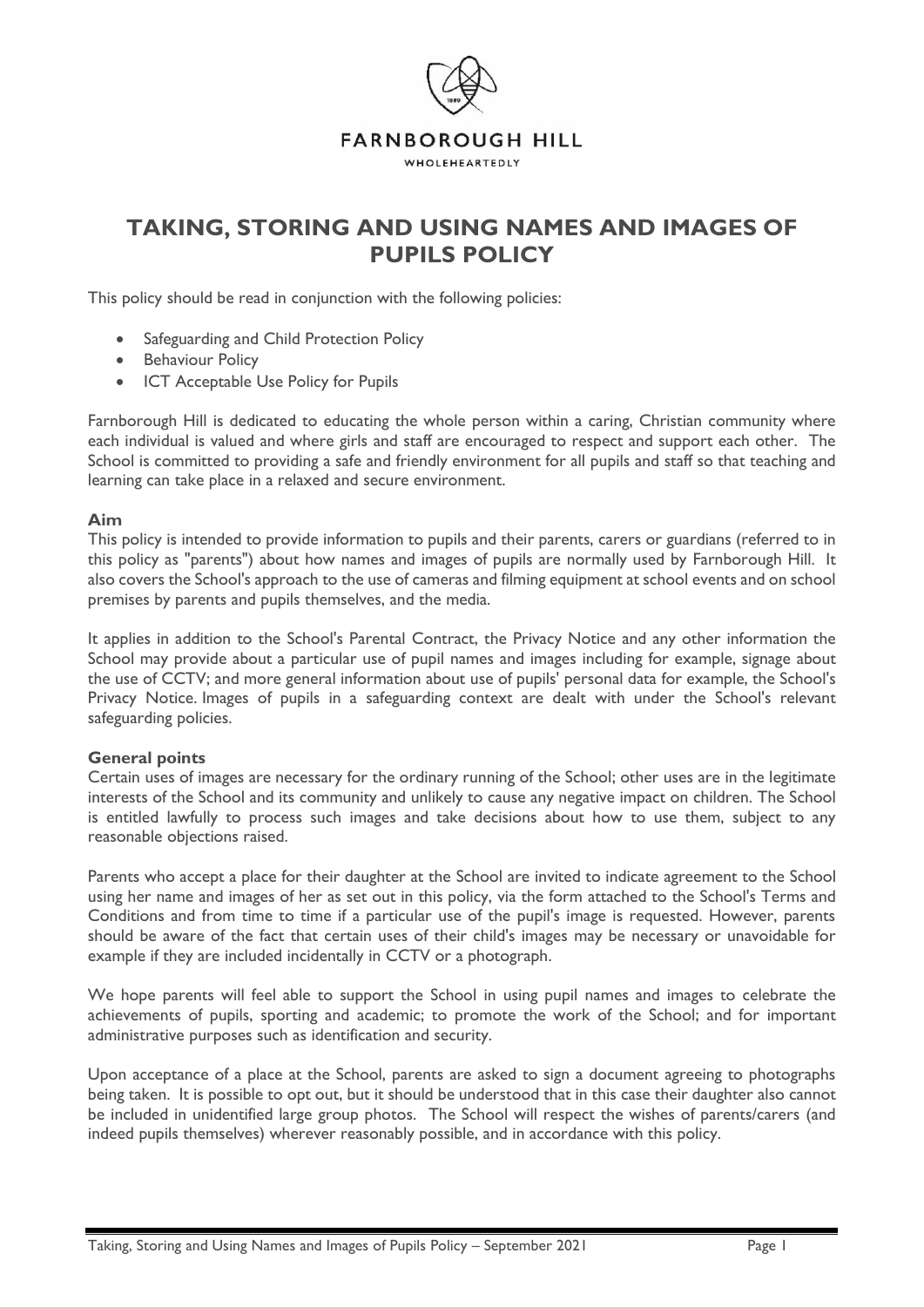FARNBOROUGH HILL

WHOLEHEARTEDLY

# TAKING, STORING AND USING NAMES AND IMAGES OF PUPILS POLICY

This policy should be read in conjunction with the following policies:

- Safeguarding and Child Protection Policy
- Behaviour Policy
- ICT Acceptable Use Policy for Pupils

Farnborough Hill is dedicated to educating the whole person within a caring, Christian community where each individual is valued and where girls and staff are encouraged to respect and support each other. The School is committed to providing a safe and friendly environment for all pupils and staff so that teaching and learning can take place in a relaxed and secure environment.

**Aim**

This policy is intended to provide information to pupils and their parents, carers or guardians (referred to in this policy as "parents") about how names and images of pupils are normally used by Farnborough Hill. It also covers the School's approach to the use of cameras and filming equipment at school events and on school premises by parents and pupils themselves, and the media.

It applies in addition to the School's Parental Contract, the Privacy Notice and any other information the School may provide about a particular use of pupil names and images including for example, signage about the use of CCTV; and more general information about use of pupils' personal data for example, the School's Privacy Notice. Images of pupils in a safeguarding context are dealt with under the School's relevant safeguarding policies.

**General points**

Certain uses of images are necessary for the ordinary running of the School; other uses are in the legitimate interests of the School and its community and unlikely to cause any negative impact on children. The School is entitled lawfully to process such images and take decisions about how to use them, subject to any reasonable objections raised.

Parents who accept a place for their daughter at the School are invited to indicate agreement to the School using her name and images of her as set out in this policy, via the form attached to the School's Terms and Conditions and from time to time if a particular use of the pupil's image is requested. However, parents should be aware of the fact that certain uses of their child's images may be necessary or unavoidable for example if they are included incidentally in CCTV or a photograph.

We hope parents will feel able to support the School in using pupil names and images to celebrate the achievements of pupils, sporting and academic; to promote the work of the School; and for important administrative purposes such as identification and security.

Upon acceptance of a place at the School, parents are asked to sign a document agreeing to photographs being taken. It is possible to opt out, but it should be understood that in this case their daughter also cannot be included in unidentified large group photos. The School will respect the wishes of parents/carers (and indeed pupils themselves) wherever reasonably possible, and in accordance with this policy.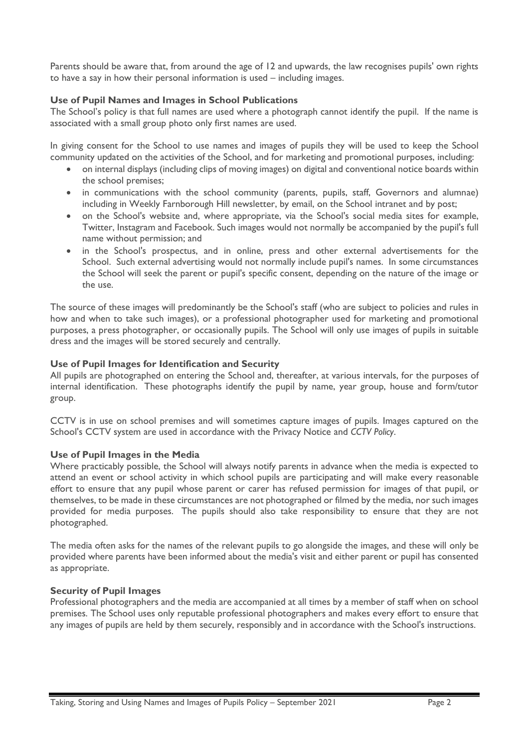Parents should be aware that, from around the age of 12 and upwards, the law recognises pupils' own rights to have a say in how their personal information is used – including images.

### Use of Pupil Names and Images in School Publications

The School's policy is that full names are used where a photograph cannot identify the pupil. If the name is associated with a small group photo only first names are used.

In giving consent for the School to use names and images of pupils they will be used to keep the School community updated on the activities of the School, and for marketing and promotional purposes, including:

- on internal displays (including clips of moving images) on digital and conventional notice boards within the school premises;
- in communications with the school community (parents, pupils, staff, Governors and alumnae) including in Weekly Farnborough Hill newsletter, by email, on the School intranet and by post;
- on the School's website and, where appropriate, via the School's social media sites for example, Twitter, Instagram and Facebook. Such images would not normally be accompanied by the pupil's full name without permission; and
- in the School's prospectus, and in online, press and other external advertisements for the School. Such external advertising would not normally include pupil's names. In some circumstances the School will seek the parent or pupil's specific consent, depending on the nature of the image or the use.

The source of these images will predominantly be the School's staff (who are subject to policies and rules in how and when to take such images), or a professional photographer used for marketing and promotional purposes, a press photographer, or occasionally pupils. The School will only use images of pupils in suitable dress and the images will be stored securely and centrally.

### Use of Pupil Images for Identification and Security

All pupils are photographed on entering the School and, thereafter, at various intervals, for the purposes of internal identification. These photographs identify the pupil by name, year group, house and form/tutor group.

CCTV is in use on school premises and will sometimes capture images of pupils. Images captured on the School's CCTV system are used in accordance with the Privacy Notice and *CCTV Policy*.

### Use of Pupil Images in the Media

Where practicably possible, the School will always notify parents in advance when the media is expected to attend an event or school activity in which school pupils are participating and will make every reasonable effort to ensure that any pupil whose parent or carer has refused permission for images of that pupil, or themselves, to be made in these circumstances are not photographed or filmed by the media, nor such images provided for media purposes. The pupils should also take responsibility to ensure that they are not photographed.

The media often asks for the names of the relevant pupils to go alongside the images, and these will only be provided where parents have been informed about the media's visit and either parent or pupil has consented as appropriate.

### Security of Pupil Images

Professional photographers and the media are accompanied at all times by a member of staff when on school premises. The School uses only reputable professional photographers and makes every effort to ensure that any images of pupils are held by them securely, responsibly and in accordance with the School's instructions.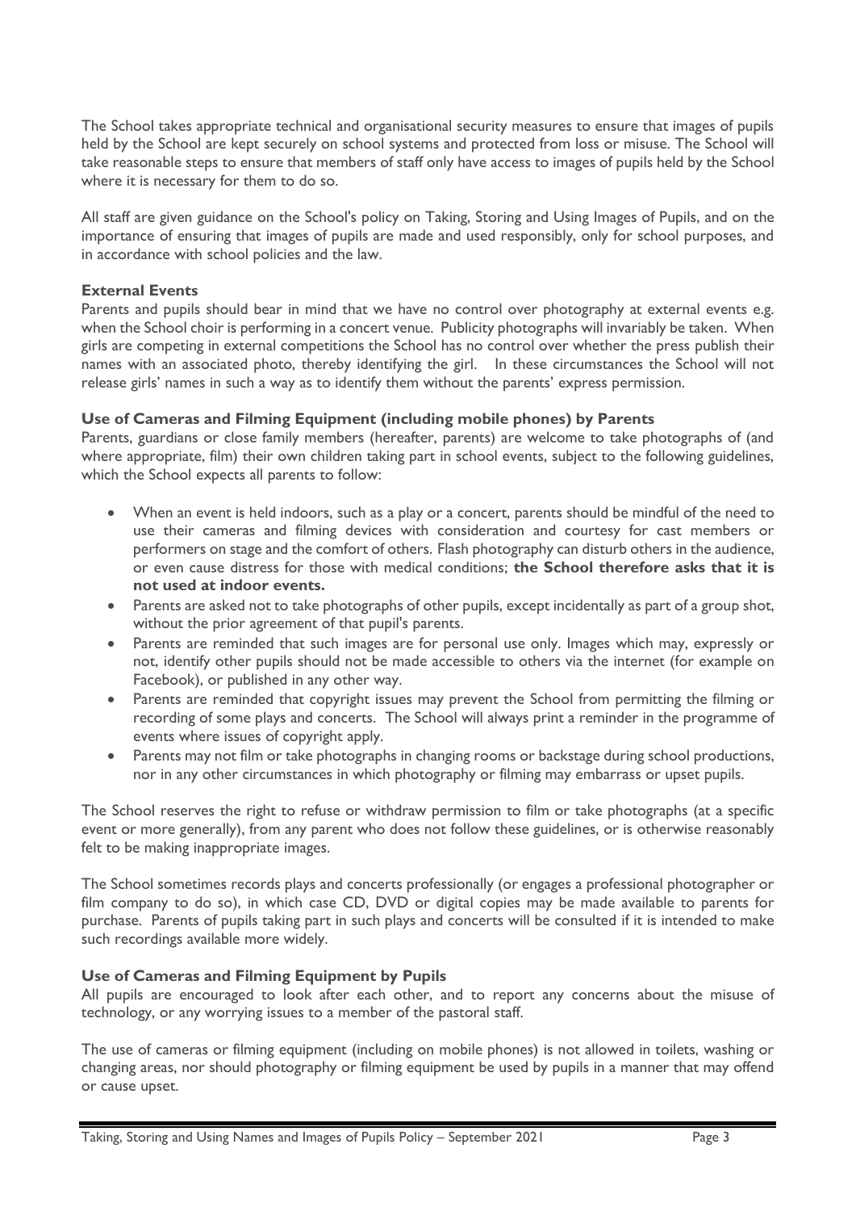The School takes appropriate technical and organisational security measures to ensure that images of pupils held by the School are kept securely on school systems and protected from loss or misuse. The School will take reasonable steps to ensure that members of staff only have access to images of pupils held by the School where it is necessary for them to do so.

All staff are given guidance on the School's policy on Taking, Storing and Using Images of Pupils, and on the importance of ensuring that images of pupils are made and used responsibly, only for school purposes, and in accordance with school policies and the law.

### External Events

Parents and pupils should bear in mind that we have no control over photography at external events e.g. when the School choir is performing in a concert venue. Publicity photographs will invariably be taken. When girls are competing in external competitions the School has no control over whether the press publish their names with an associated photo, thereby identifying the girl. In these circumstances the School will not release girls' names in such a way as to identify them without the parents' express permission.

### Use of Cameras and Filming Equipment (including mobile phones) by Parents

Parents, guardians or close family members (hereafter, parents) are welcome to take photographs of (and where appropriate, film) their own children taking part in school events, subject to the following guidelines, which the School expects all parents to follow:

- When an event is held indoors, such as a play or a concert, parents should be mindful of the need to use their cameras and filming devices with consideration and courtesy for cast members or performers on stage and the comfort of others. Flash photography can disturb others in the audience, or even cause distress for those with medical conditions; **the School therefore asks that it is not used at indoor events.**
- Parents are asked not to take photographs of other pupils, except incidentally as part of a group shot, without the prior agreement of that pupil's parents.
- Parents are reminded that such images are for personal use only. Images which may, expressly or not, identify other pupils should not be made accessible to others via the internet (for example on Facebook), or published in any other way.
- Parents are reminded that copyright issues may prevent the School from permitting the filming or recording of some plays and concerts. The School will always print a reminder in the programme of events where issues of copyright apply.
- Parents may not film or take photographs in changing rooms or backstage during school productions, nor in any other circumstances in which photography or filming may embarrass or upset pupils.

The School reserves the right to refuse or withdraw permission to film or take photographs (at a specific event or more generally), from any parent who does not follow these guidelines, or is otherwise reasonably felt to be making inappropriate images.

The School sometimes records plays and concerts professionally (or engages a professional photographer or film company to do so), in which case CD, DVD or digital copies may be made available to parents for purchase. Parents of pupils taking part in such plays and concerts will be consulted if it is intended to make such recordings available more widely.

### Use of Cameras and Filming Equipment by Pupils

All pupils are encouraged to look after each other, and to report any concerns about the misuse of technology, or any worrying issues to a member of the pastoral staff.

The use of cameras or filming equipment (including on mobile phones) is not allowed in toilets, washing or changing areas, nor should photography or filming equipment be used by pupils in a manner that may offend or cause upset.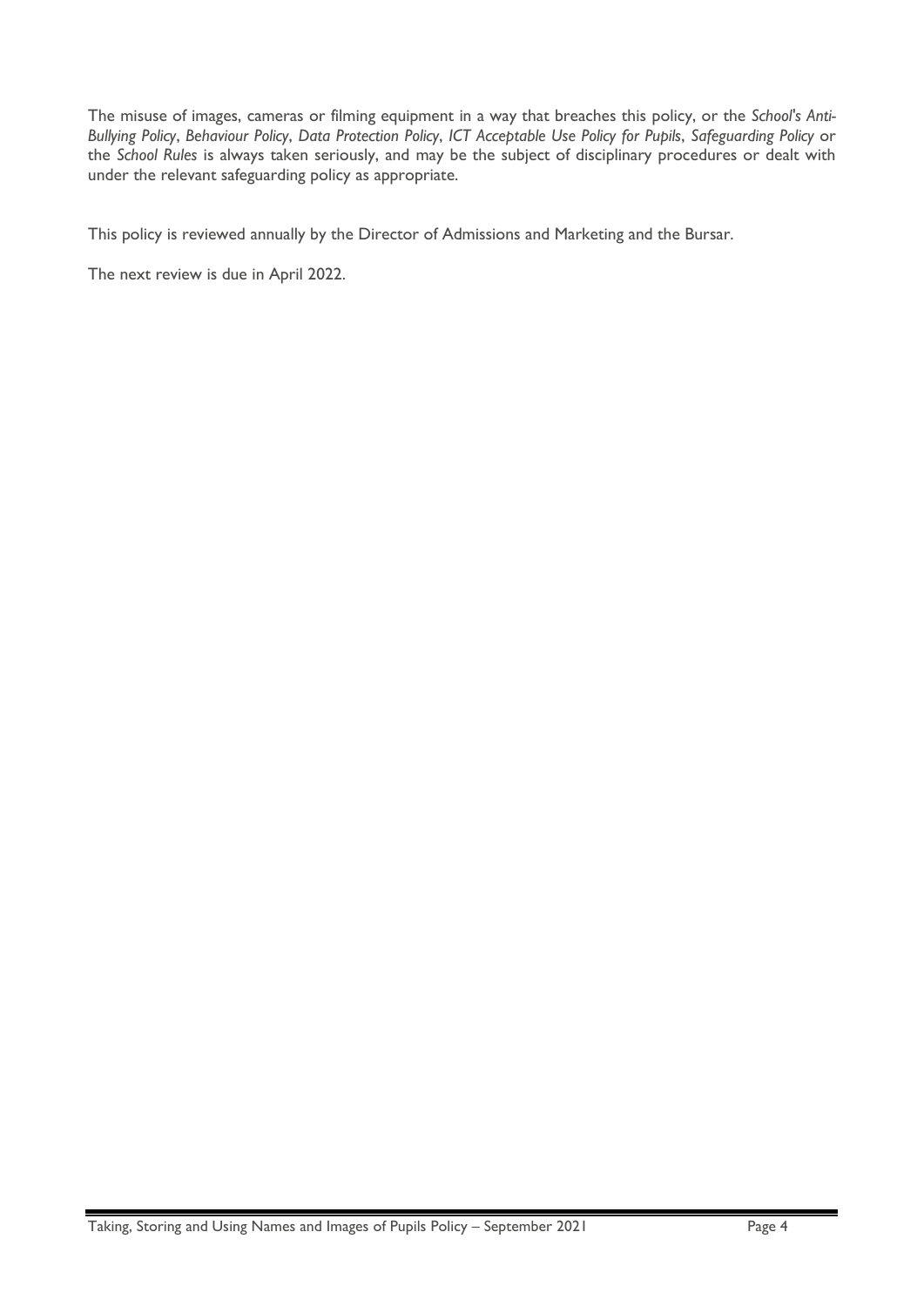The misuse of images, cameras or filming equipment in a way that breaches this policy, or the *School's Anti-Bullying Policy*, *Behaviour Policy*, *Data Protection Policy*, *ICT Acceptable Use Policy for Pupils*, *Safeguarding Policy* or the *School Rules* is always taken seriously, and may be the subject of disciplinary procedures or dealt with under the relevant safeguarding policy as appropriate.

This policy is reviewed annually by the Director of Admissions and Marketing and the Bursar.

The next review is due in April 2022.